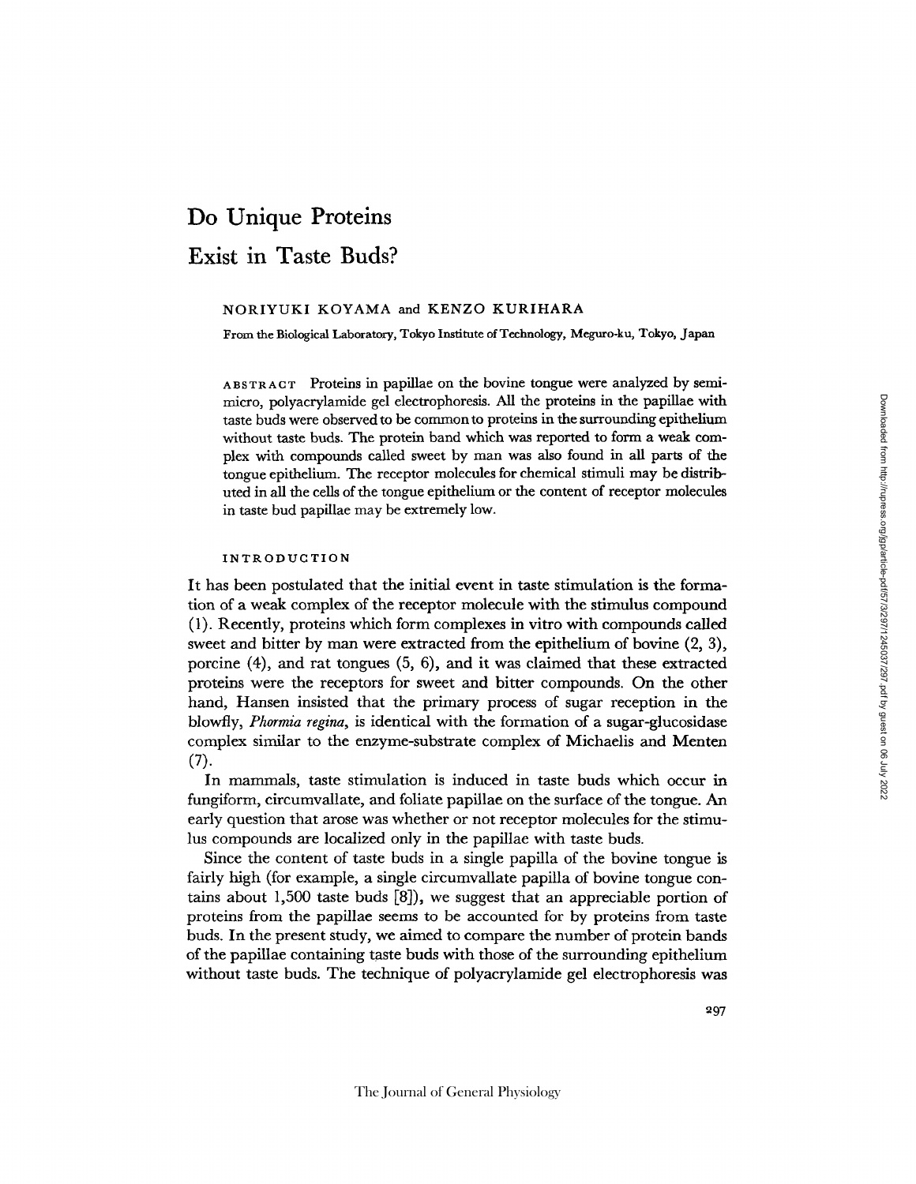# Do Unique Proteins Exist in Taste Buds?

NORIYUKI KOYAMA and KENZO KURIHARA

From the Biological Laboratory, Tokyo Institute of Technology, Meguro-ku, Tokyo, Japan

ABSTRACT Proteins in papillae on the bovine tongue were analyzed by semimicro, polyacrylamide gel electrophoresis. All the proteins in the papillae with taste buds were observed to be common to proteins in the surrounding epithelium without taste buds. The protein band which was reported to form a weak complex with compounds called sweet by man was also found in all parts of the tongue epithelium. The receptor molecules for chemical stimuli may be distributed in all the cells of the tongue epithelium or the content of receptor molecules in taste bud papillae may be extremely low.

## INTRODUCTION

It has been postulated that the initial event in taste stimulation is the formation of a weak complex of the receptor molecule with the stimulus compound (1). Recently, proteins which form complexes in vitro with compounds called sweet and bitter by man were extracted from the epithelium of bovine (2, 3), porcine (4), and rat tongues (5, 6), and it was claimed that these extracted proteins were the receptors for sweet and bitter compounds. On the other hand, Hansen insisted that the primary process of sugar reception in the blowfly, *Phormia regina*, is identical with the formation of a sugar-glucosidase complex similar to the enzyme-substrate complex of Michaelis and Menten (7).

In mammals, taste stimulation is induced in taste buds which occur in fungiform, circumvallate, and foliate papillae on the surface of the tongue. An early question that arose was whether or not receptor molecules for the stimulus compounds are localized only in the papillae with taste buds.

Since the content of taste buds in a single papilla of the bovine tongue is fairly high (for example, a single circumvallate papilla of bovine tongue contains about 1,500 taste buds [8]), we suggest that an appreciable portion of proteins from the papillae seems to be accounted for by proteins from taste buds. In the present study, we aimed to compare the number of protein bands of the papillae containing taste buds with those of the surrounding epithelium without taste buds. The technique of polyacrylamide gel electrophoresis was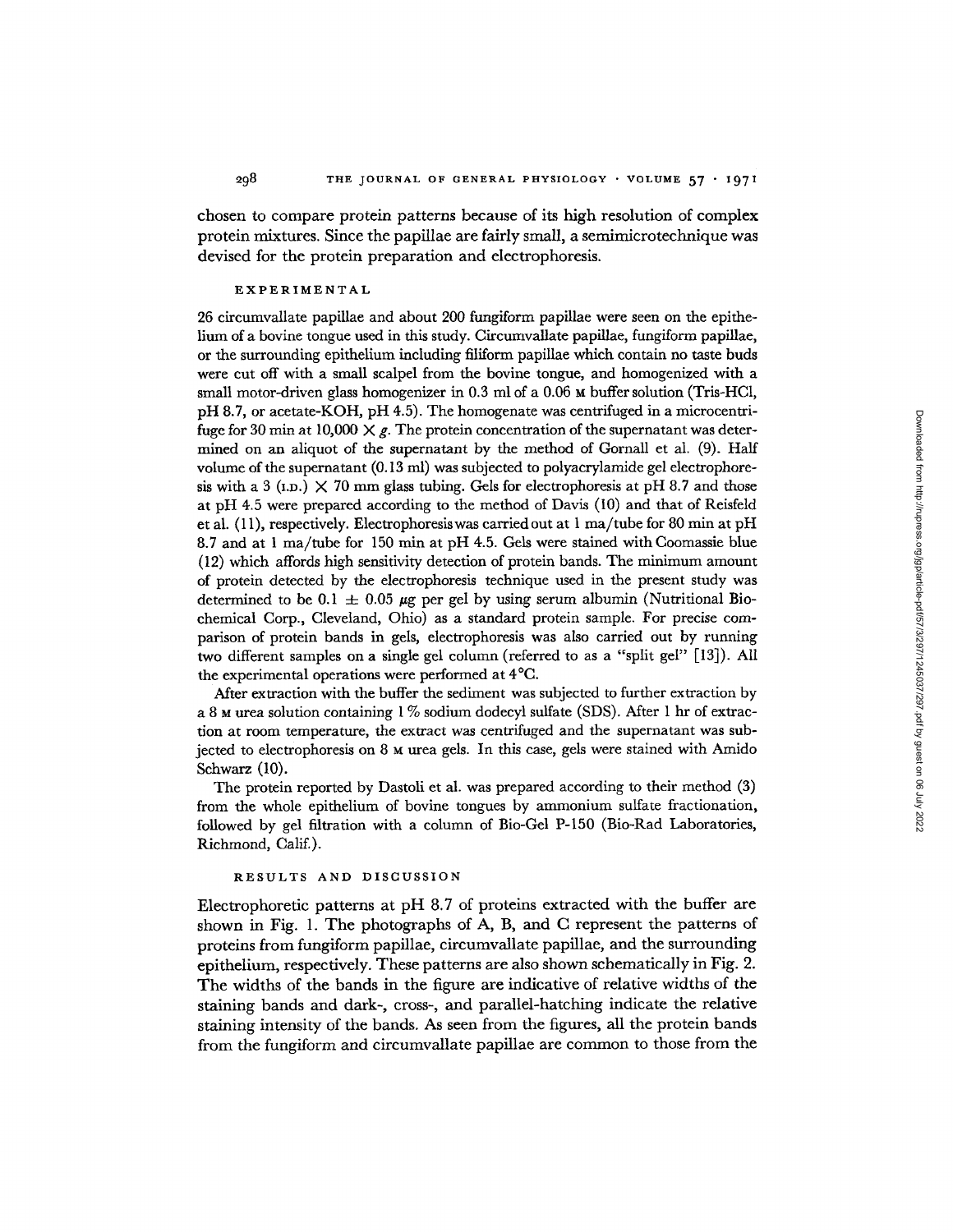chosen to compare protein patterns because of its high resolution of complex protein mixtures. Since the papillae are fairly small, a semimicrotechnique was devised for the protein preparation and electrophoresis.

## EXPERIMENTAL

26 circumvallate papillae and about 200 fungiform papillae were seen on the epithelium of a bovine tongue used in this study. Circumvallate papillae, fungiform papillae, or the surrounding epithelium including filiform papillae which contain no taste buds were cut off with a small scalpel from the bovine tongue, and homogenized with a small motor-driven glass homogenizer in 0.3 ml of a 0.06 M buffer solution (Tris-HCl, pH 8.7, or acetate-KOH, pH 4.5). The homogenate was centrifuged in a microcentrifuge for 30 min at $10,000 \times g$. The protein concentration of the supernatant was determined on an aliquot of the supernatant by the method of Gornall et al. (9). Half volume of the supernatant (0.13 ml) was subjected to polyacrylamide gel electrophoresis with a 3 (I.D.) $\times$ 70 mm glass tubing. Gels for electrophoresis at pH 8.7 and those at pH 4.5 were prepared according to the method of Davis (10) and that of Reisfeld et al. (11), respectively. Electrophoresis was carried out at 1 ma/tube for 80 min at pH 8.7 and at 1 ma/tube for 150 min at pH 4.5. Gels were stained with Coomassie blue (12) which affords high sensitivity detection of protein bands. The minimum amount of protein detected by the electrophoresis technique used in the present study was determined to be $0.1 \pm 0.05$ $\mu g$ per gel by using serum albumin (Nutritional Biochemical Corp., Cleveland, Ohio) as a standard protein sample. For precise comparison of protein bands in gels, electrophoresis was also carried out by running two different samples on a single gel column (referred to as a "split gel" [13]). All the experimental operations were performed at 4°C.

After extraction with the buffer the sediment was subjected to further extraction by a 8 M urea solution containing 1% sodium dodecyl sulfate (SDS). After 1 hr of extraction at room temperature, the extract was centrifuged and the supernatant was subjected to electrophoresis on 8 M urea gels. In this case, gels were stained with Amido Schwarz (10).

The protein reported by Dastoli et al. was prepared according to their method (3) from the whole epithelium of bovine tongues by ammonium sulfate fractionation, followed by gel filtration with a column of Bio-Gel P-150 (Bio-Rad Laboratories, Richmond, Calif.).

## RESULTS AND DISCUSSION

Electrophoretic patterns at pH 8.7 of proteins extracted with the buffer are shown in Fig. 1. The photographs of A, B, and C represent the patterns of proteins from fungiform papillae, circumvallate papillae, and the surrounding epithelium, respectively. These patterns are also shown schematically in Fig. 2. The widths of the bands in the figure are indicative of relative widths of the staining bands and dark-, cross-, and parallel-hatching indicate the relative staining intensity of the bands. As seen from the figures, all the protein bands from the fungiform and circumvallate papillae are common to those from the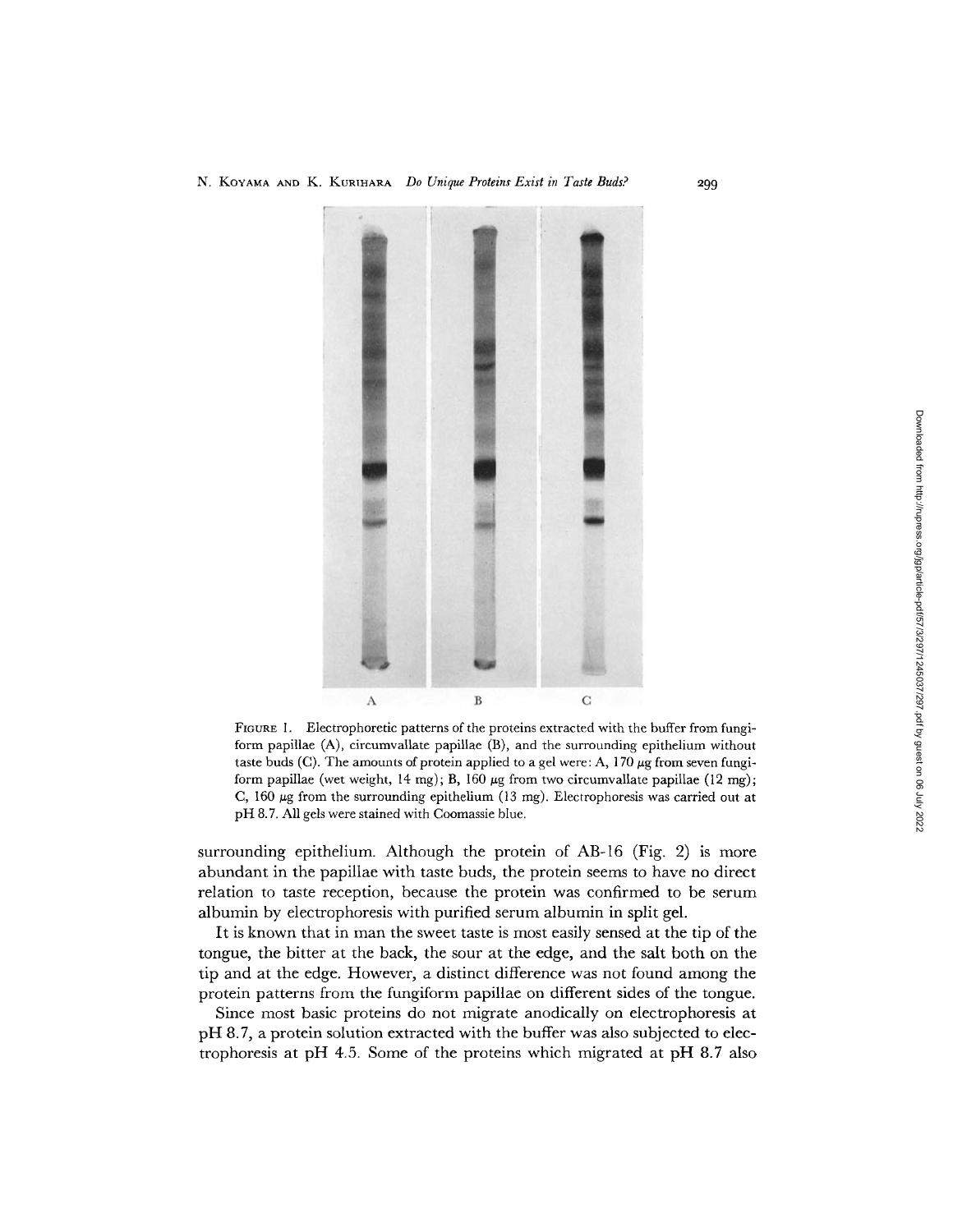A B C

FIGURE 1. Electrophoretic patterns of the proteins extracted with the buffer from fungiform papillae (A), circumvallate papillae (B), and the surrounding epithelium without taste buds (C). The amounts of protein applied to a gel were: A, 170 μg from seven fungiform papillae (wet weight, 14 mg); B, 160 μg from two circumvallate papillae (12 mg); C, 160 μg from the surrounding epithelium (13 mg). Electrophoresis was carried out at pH 8.7. All gels were stained with Coomassie blue.

surrounding epithelium. Although the protein of AB-16 (Fig. 2) is more abundant in the papillae with taste buds, the protein seems to have no direct relation to taste reception, because the protein was confirmed to be serum albumin by electrophoresis with purified serum albumin in split gel.

It is known that in man the sweet taste is most easily sensed at the tip of the tongue, the bitter at the back, the sour at the edge, and the salt both on the tip and at the edge. However, a distinct difference was not found among the protein patterns from the fungiform papillae on different sides of the tongue.

Since most basic proteins do not migrate anodically on electrophoresis at pH 8.7, a protein solution extracted with the buffer was also subjected to electrophoresis at pH 4.5. Some of the proteins which migrated at pH 8.7 also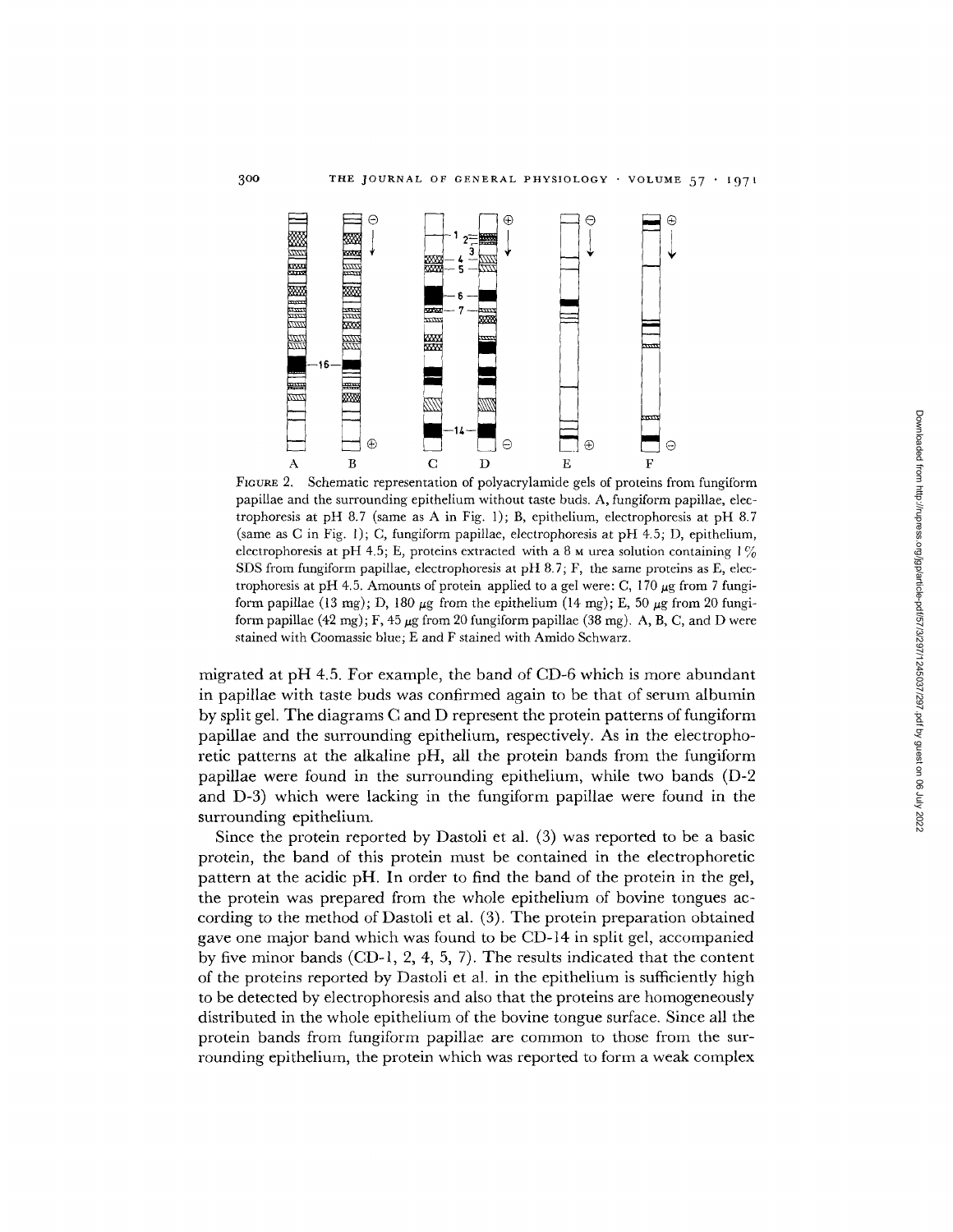FIGURE 2. Schematic representation of polyacrylamide gels of proteins from fungiform papillae and the surrounding epithelium without taste buds. A, fungiform papillae, electrophoresis at pH 8.7 (same as A in Fig. 1); B, epithelium, electrophoresis at pH 8.7 (same as C in Fig. 1); C, fungiform papillae, electrophoresis at pH 4.5; D, epithelium, electrophoresis at pH 4.5; E, proteins extracted with a 8 M urea solution containing 1% SDS from fungiform papillae, electrophoresis at pH 8.7; F, the same proteins as E, electrophoresis at pH 4.5. Amounts of protein applied to a gel were: C, 170 μg from 7 fungiform papillae (13 mg); D, 180 μg from the epithelium (14 mg); E, 50 μg from 20 fungiform papillae (42 mg); F, 45 μg from 20 fungiform papillae (38 mg). A, B, C, and D were stained with Coomassie blue; E and F stained with Amido Schwarz.

migrated at pH 4.5. For example, the band of CD-6 which is more abundant in papillae with taste buds was confirmed again to be that of serum albumin by split gel. The diagrams C and D represent the protein patterns of fungiform papillae and the surrounding epithelium, respectively. As in the electrophoretic patterns at the alkaline pH, all the protein bands from the fungiform papillae were found in the surrounding epithelium, while two bands (D-2 and D-3) which were lacking in the fungiform papillae were found in the surrounding epithelium.

Since the protein reported by Dastoli et al. (3) was reported to be a basic protein, the band of this protein must be contained in the electrophoretic pattern at the acidic pH. In order to find the band of the protein in the gel, the protein was prepared from the whole epithelium of bovine tongues according to the method of Dastoli et al. (3). The protein preparation obtained gave one major band which was found to be CD-14 in split gel, accompanied by five minor bands (CD-1, 2, 4, 5, 7). The results indicated that the content of the proteins reported by Dastoli et al. in the epithelium is sufficiently high to be detected by electrophoresis and also that the proteins are homogeneously distributed in the whole epithelium of the bovine tongue surface. Since all the protein bands from fungiform papillae are common to those from the surrounding epithelium, the protein which was reported to form a weak complex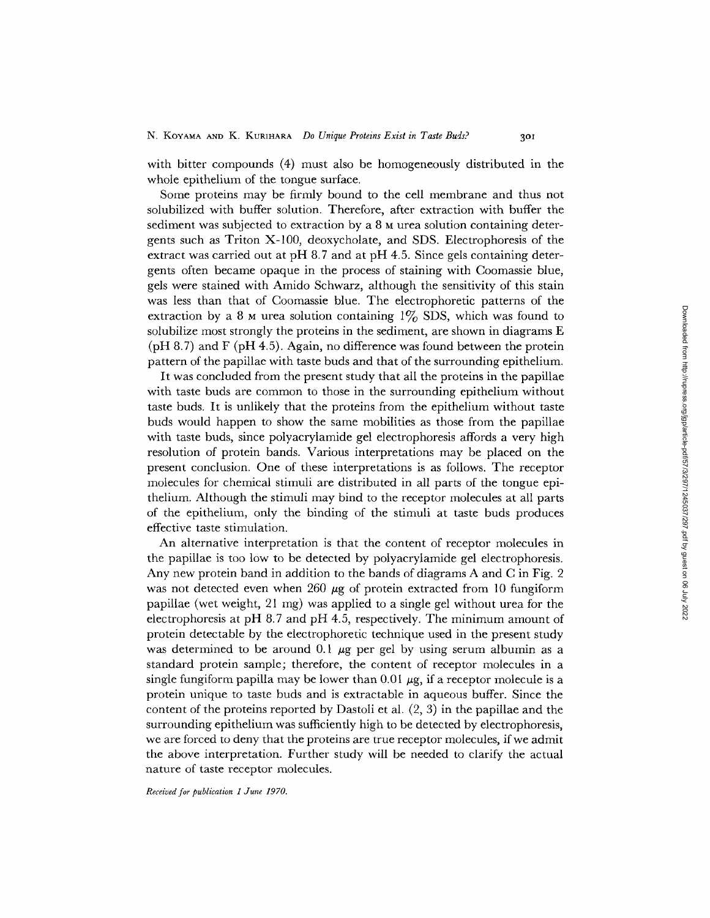with bitter compounds (4) must also be homogeneously distributed in the whole epithelium of the tongue surface.

Some proteins may be firmly bound to the cell membrane and thus not solubilized with buffer solution. Therefore, after extraction with buffer the sediment was subjected to extraction by a 8 M urea solution containing detergents such as Triton X-100, deoxycholate, and SDS. Electrophoresis of the extract was carried out at pH 8.7 and at pH 4.5. Since gels containing detergents often became opaque in the process of staining with Coomassie blue, gels were stained with Amido Schwarz, although the sensitivity of this stain was less than that of Coomassie blue. The electrophoretic patterns of the extraction by a 8 M urea solution containing 1% SDS, which was found to solubilize most strongly the proteins in the sediment, are shown in diagrams E (pH 8.7) and F (pH 4.5). Again, no difference was found between the protein pattern of the papillae with taste buds and that of the surrounding epithelium.

It was concluded from the present study that all the proteins in the papillae with taste buds are common to those in the surrounding epithelium without taste buds. It is unlikely that the proteins from the epithelium without taste buds would happen to show the same mobilities as those from the papillae with taste buds, since polyacrylamide gel electrophoresis affords a very high resolution of protein bands. Various interpretations may be placed on the present conclusion. One of these interpretations is as follows. The receptor molecules for chemical stimuli are distributed in all parts of the tongue epithelium. Although the stimuli may bind to the receptor molecules at all parts of the epithelium, only the binding of the stimuli at taste buds produces effective taste stimulation.

An alternative interpretation is that the content of receptor molecules in the papillae is too low to be detected by polyacrylamide gel electrophoresis. Any new protein band in addition to the bands of diagrams A and C in Fig. 2 was not detected even when 260 $\mu$g of protein extracted from 10 fungiform papillae (wet weight, 21 mg) was applied to a single gel without urea for the electrophoresis at pH 8.7 and pH 4.5, respectively. The minimum amount of protein detectable by the electrophoretic technique used in the present study was determined to be around 0.1 $\mu$g per gel by using serum albumin as a standard protein sample; therefore, the content of receptor molecules in a single fungiform papilla may be lower than 0.01 $\mu$g, if a receptor molecule is a protein unique to taste buds and is extractable in aqueous buffer. Since the content of the proteins reported by Dastoli et al. (2, 3) in the papillae and the surrounding epithelium was sufficiently high to be detected by electrophoresis, we are forced to deny that the proteins are true receptor molecules, if we admit the above interpretation. Further study will be needed to clarify the actual nature of taste receptor molecules.

*Received for publication 1 June 1970.*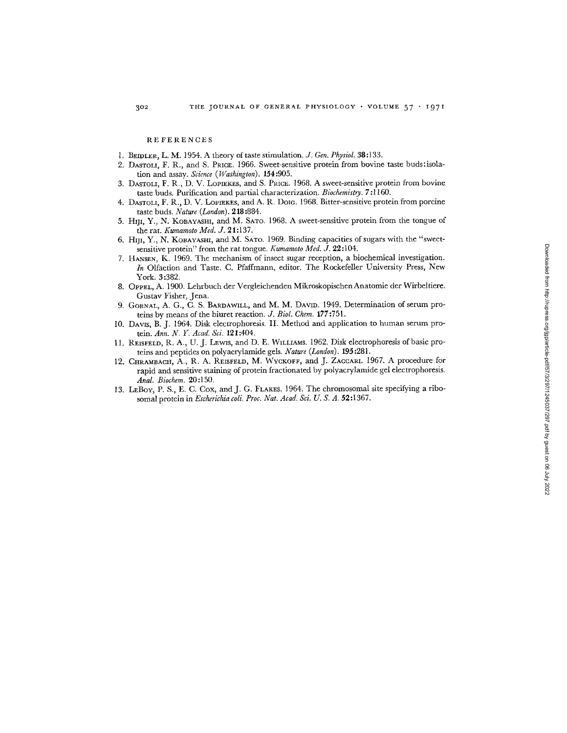## REFERENCES

1. Beidler, L. M. 1954. A theory of taste stimulation. *J. Gen. Physiol.* **38**:133.
2. Dastoli, F. R., and S. Price. 1966. Sweet-sensitive protein from bovine taste buds: isolation and assay. *Science (Washington).* **154**:905.
3. Dastoli, F. R., D. V. Lopiekes, and S. Price. 1968. A sweet-sensitive protein from bovine taste buds. Purification and partial characterization. *Biochemistry.* **7**:1160.
4. Dastoli, F. R., D. V. Lopiekes, and A. R. Doig. 1968. Bitter-sensitive protein from porcine taste buds. *Nature (London).* **218**:884.
5. Hiji, Y., N. Kobayashi, and M. Sato. 1968. A sweet-sensitive protein from the tongue of the rat. *Kumamoto Med. J.* **21**:137.
6. Hiji, Y., N. Kobayashi, and M. Sato. 1969. Binding capacities of sugars with the "sweet-sensitive protein" from the rat tongue. *Kumamoto Med. J.* **22**:104.
7. Hansen, K. 1969. The mechanism of insect sugar reception, a biochemical investigation. *In* Olfaction and Taste. C. Pfaffmann, editor. The Rockefeller University Press, New York. **3**:382.
8. Oppel, A. 1900. Lehrbuch der Vergleichenden Mikroskopischen Anatomie der Wirbeltiere. Gustav Fisher, Jena.
9. Gornal, A. G., C. S. Bardawill, and M. M. David. 1949. Determination of serum proteins by means of the biuret reaction. *J. Biol. Chem.* **177**:751.
10. Davis, B. J. 1964. Disk electrophoresis. II. Method and application to human serum protein. *Ann. N. Y. Acad. Sci.* **121**:404.
11. Reisfeld, R. A., U. J. Lewis, and D. E. Williams. 1962. Disk electrophoresis of basic proteins and peptides on polyacrylamide gels. *Nature (London).* **195**:281.
12. Chrambach, A., R. A. Reisfeld, M. Wyckoff, and J. Zaccari. 1967. A procedure for rapid and sensitive staining of protein fractionated by polyacrylamide gel electrophoresis. *Anal. Biochem.* **20**:150.
13. LeBoy, P. S., E. C. Cox, and J. G. Flakes. 1964. The chromosomal site specifying a ribosomal protein in *Escherichia coli*. *Proc. Nat. Acad. Sci. U. S. A.* **52**:1367.